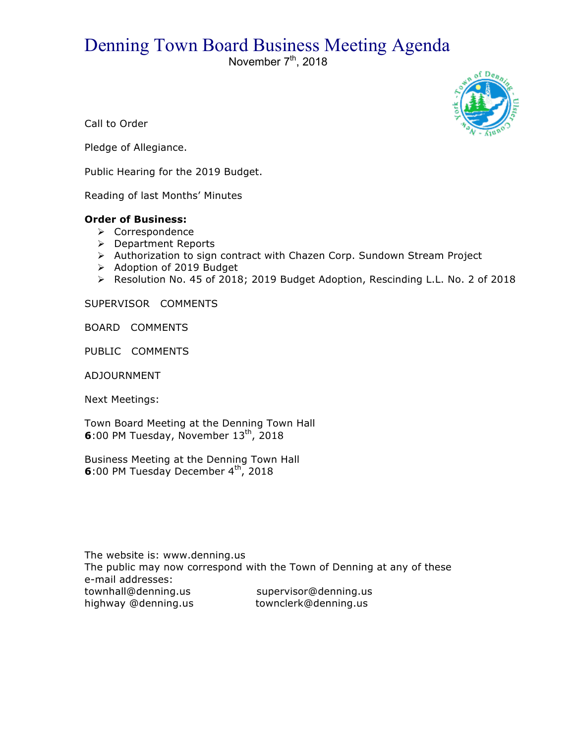# Denning Town Board Business Meeting Agenda

November 7th, 2018

Call to Order

Pledge of Allegiance.

Public Hearing for the 2019 Budget.

Reading of last Months' Minutes

**Order of Business:**

- Correspondence
- Department Reports
- Authorization to sign contract with Chazen Corp. Sundown Stream Project
- Adoption of 2019 Budget
- Resolution No. 45 of 2018; 2019 Budget Adoption, Rescinding L.L. No. 2 of 2018

SUPERVISOR COMMENTS

BOARD COMMENTS

PUBLIC COMMENTS

ADJOURNMENT

Next Meetings:

Town Board Meeting at the Denning Town Hall
**6**:00 PM Tuesday, November 13th, 2018

Business Meeting at the Denning Town Hall
**6**:00 PM Tuesday December 4th, 2018

The website is: www.denning.us
The public may now correspond with the Town of Denning at any of these e-mail addresses:

townhall@denning.us supervisor@denning.us
highway @denning.us townclerk@denning.us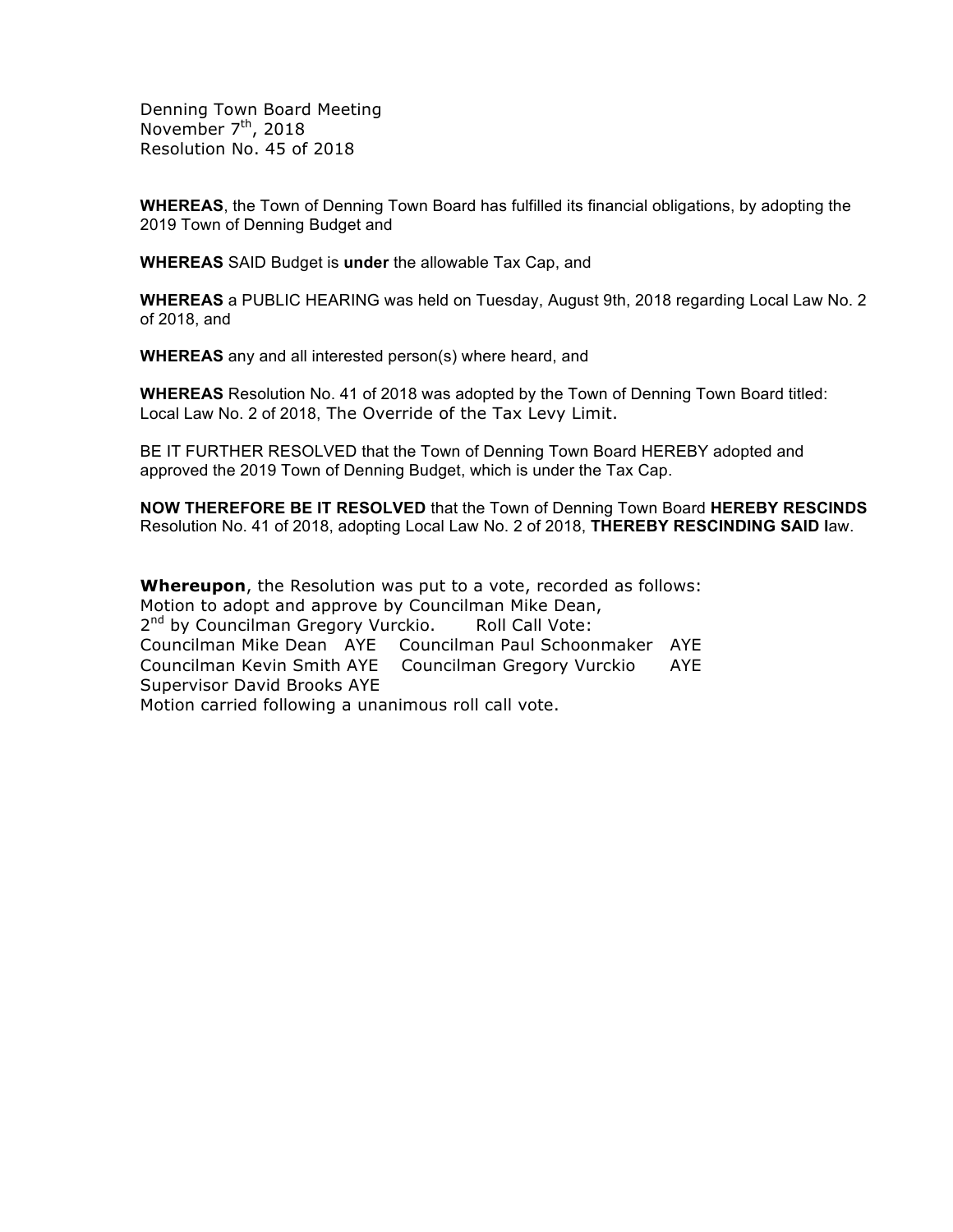Denning Town Board Meeting
November 7th, 2018
Resolution No. 45 of 2018

**WHEREAS**, the Town of Denning Town Board has fulfilled its financial obligations, by adopting the 2019 Town of Denning Budget and

**WHEREAS** SAID Budget is **under** the allowable Tax Cap, and

**WHEREAS** a PUBLIC HEARING was held on Tuesday, August 9th, 2018 regarding Local Law No. 2 of 2018, and

**WHEREAS** any and all interested person(s) where heard, and

**WHEREAS** Resolution No. 41 of 2018 was adopted by the Town of Denning Town Board titled: Local Law No. 2 of 2018, The Override of the Tax Levy Limit.

BE IT FURTHER RESOLVED that the Town of Denning Town Board HEREBY adopted and approved the 2019 Town of Denning Budget, which is under the Tax Cap.

**NOW THEREFORE BE IT RESOLVED** that the Town of Denning Town Board **HEREBY RESCINDS** Resolution No. 41 of 2018, adopting Local Law No. 2 of 2018, **THEREBY RESCINDING SAID l**aw.

**Whereupon**, the Resolution was put to a vote, recorded as follows:
Motion to adopt and approve by Councilman Mike Dean,
2nd by Councilman Gregory Vurckio. Roll Call Vote:
Councilman Mike Dean AYE Councilman Paul Schoonmaker AYE
Councilman Kevin Smith AYE Councilman Gregory Vurckio AYE
Supervisor David Brooks AYE
Motion carried following a unanimous roll call vote.